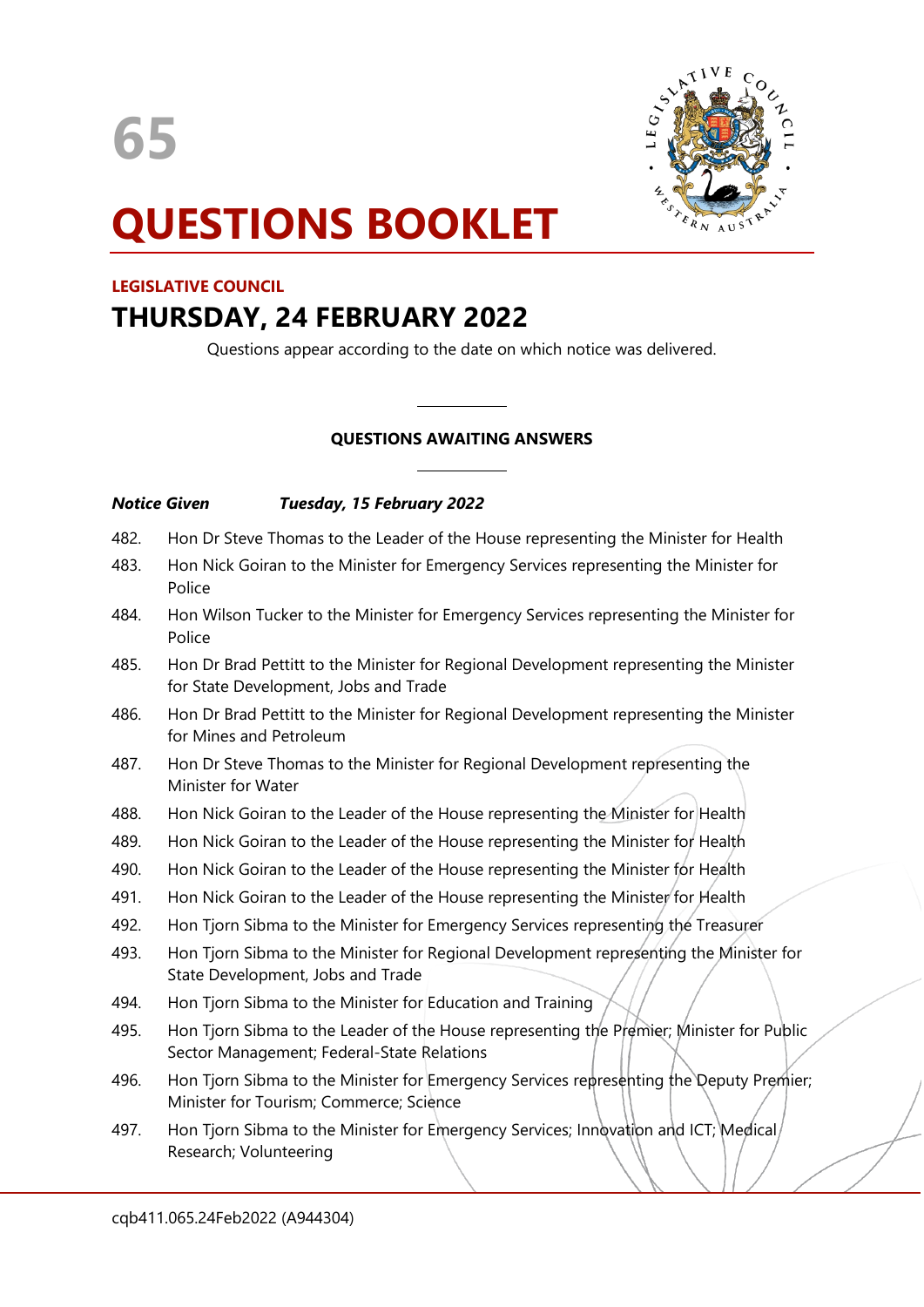65

# QUESTIONS BOOKLET

**LEGISLATIVE COUNCIL**

## THURSDAY, 24 FEBRUARY 2022

Questions appear according to the date on which notice was delivered.

---

**QUESTIONS AWAITING ANSWERS**

---

***Notice Given*** ***Tuesday, 15 February 2022***

482. Hon Dr Steve Thomas to the Leader of the House representing the Minister for Health
483. Hon Nick Goiran to the Minister for Emergency Services representing the Minister for Police
484. Hon Wilson Tucker to the Minister for Emergency Services representing the Minister for Police
485. Hon Dr Brad Pettitt to the Minister for Regional Development representing the Minister for State Development, Jobs and Trade
486. Hon Dr Brad Pettitt to the Minister for Regional Development representing the Minister for Mines and Petroleum
487. Hon Dr Steve Thomas to the Minister for Regional Development representing the Minister for Water
488. Hon Nick Goiran to the Leader of the House representing the Minister for Health
489. Hon Nick Goiran to the Leader of the House representing the Minister for Health
490. Hon Nick Goiran to the Leader of the House representing the Minister for Health
491. Hon Nick Goiran to the Leader of the House representing the Minister for Health
492. Hon Tjorn Sibma to the Minister for Emergency Services representing the Treasurer
493. Hon Tjorn Sibma to the Minister for Regional Development representing the Minister for State Development, Jobs and Trade
494. Hon Tjorn Sibma to the Minister for Education and Training
495. Hon Tjorn Sibma to the Leader of the House representing the Premier; Minister for Public Sector Management; Federal-State Relations
496. Hon Tjorn Sibma to the Minister for Emergency Services representing the Deputy Premier; Minister for Tourism; Commerce; Science
497. Hon Tjorn Sibma to the Minister for Emergency Services; Innovation and ICT; Medical Research; Volunteering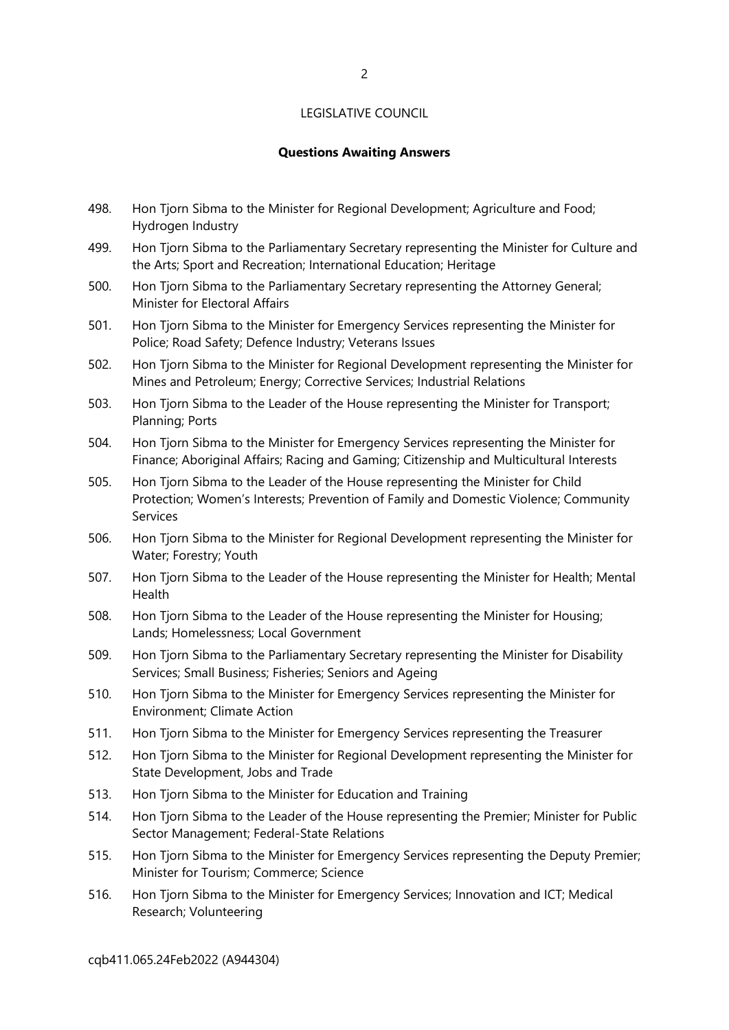LEGISLATIVE COUNCIL

**Questions Awaiting Answers**

498. Hon Tjorn Sibma to the Minister for Regional Development; Agriculture and Food; Hydrogen Industry
499. Hon Tjorn Sibma to the Parliamentary Secretary representing the Minister for Culture and the Arts; Sport and Recreation; International Education; Heritage
500. Hon Tjorn Sibma to the Parliamentary Secretary representing the Attorney General; Minister for Electoral Affairs
501. Hon Tjorn Sibma to the Minister for Emergency Services representing the Minister for Police; Road Safety; Defence Industry; Veterans Issues
502. Hon Tjorn Sibma to the Minister for Regional Development representing the Minister for Mines and Petroleum; Energy; Corrective Services; Industrial Relations
503. Hon Tjorn Sibma to the Leader of the House representing the Minister for Transport; Planning; Ports
504. Hon Tjorn Sibma to the Minister for Emergency Services representing the Minister for Finance; Aboriginal Affairs; Racing and Gaming; Citizenship and Multicultural Interests
505. Hon Tjorn Sibma to the Leader of the House representing the Minister for Child Protection; Women's Interests; Prevention of Family and Domestic Violence; Community Services
506. Hon Tjorn Sibma to the Minister for Regional Development representing the Minister for Water; Forestry; Youth
507. Hon Tjorn Sibma to the Leader of the House representing the Minister for Health; Mental Health
508. Hon Tjorn Sibma to the Leader of the House representing the Minister for Housing; Lands; Homelessness; Local Government
509. Hon Tjorn Sibma to the Parliamentary Secretary representing the Minister for Disability Services; Small Business; Fisheries; Seniors and Ageing
510. Hon Tjorn Sibma to the Minister for Emergency Services representing the Minister for Environment; Climate Action
511. Hon Tjorn Sibma to the Minister for Emergency Services representing the Treasurer
512. Hon Tjorn Sibma to the Minister for Regional Development representing the Minister for State Development, Jobs and Trade
513. Hon Tjorn Sibma to the Minister for Education and Training
514. Hon Tjorn Sibma to the Leader of the House representing the Premier; Minister for Public Sector Management; Federal-State Relations
515. Hon Tjorn Sibma to the Minister for Emergency Services representing the Deputy Premier; Minister for Tourism; Commerce; Science
516. Hon Tjorn Sibma to the Minister for Emergency Services; Innovation and ICT; Medical Research; Volunteering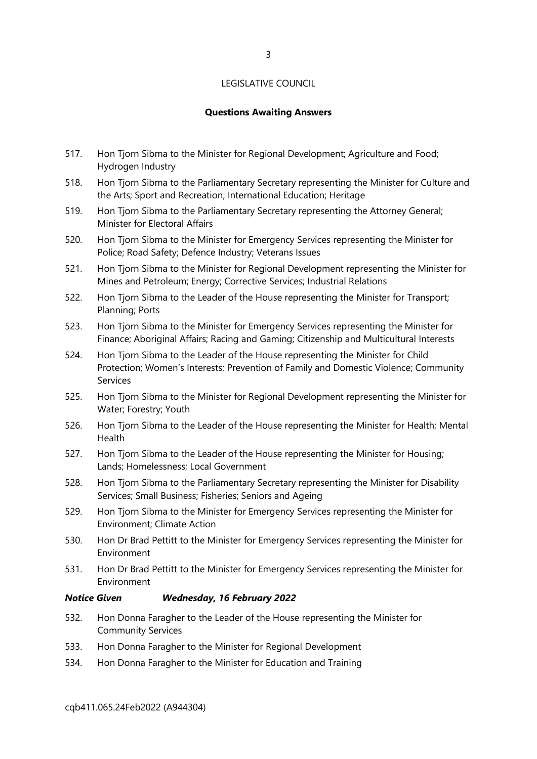LEGISLATIVE COUNCIL

## Questions Awaiting Answers

517. Hon Tjorn Sibma to the Minister for Regional Development; Agriculture and Food; Hydrogen Industry
518. Hon Tjorn Sibma to the Parliamentary Secretary representing the Minister for Culture and the Arts; Sport and Recreation; International Education; Heritage
519. Hon Tjorn Sibma to the Parliamentary Secretary representing the Attorney General; Minister for Electoral Affairs
520. Hon Tjorn Sibma to the Minister for Emergency Services representing the Minister for Police; Road Safety; Defence Industry; Veterans Issues
521. Hon Tjorn Sibma to the Minister for Regional Development representing the Minister for Mines and Petroleum; Energy; Corrective Services; Industrial Relations
522. Hon Tjorn Sibma to the Leader of the House representing the Minister for Transport; Planning; Ports
523. Hon Tjorn Sibma to the Minister for Emergency Services representing the Minister for Finance; Aboriginal Affairs; Racing and Gaming; Citizenship and Multicultural Interests
524. Hon Tjorn Sibma to the Leader of the House representing the Minister for Child Protection; Women's Interests; Prevention of Family and Domestic Violence; Community Services
525. Hon Tjorn Sibma to the Minister for Regional Development representing the Minister for Water; Forestry; Youth
526. Hon Tjorn Sibma to the Leader of the House representing the Minister for Health; Mental Health
527. Hon Tjorn Sibma to the Leader of the House representing the Minister for Housing; Lands; Homelessness; Local Government
528. Hon Tjorn Sibma to the Parliamentary Secretary representing the Minister for Disability Services; Small Business; Fisheries; Seniors and Ageing
529. Hon Tjorn Sibma to the Minister for Emergency Services representing the Minister for Environment; Climate Action
530. Hon Dr Brad Pettitt to the Minister for Emergency Services representing the Minister for Environment
531. Hon Dr Brad Pettitt to the Minister for Emergency Services representing the Minister for Environment

***Notice Given Wednesday, 16 February 2022***

532. Hon Donna Faragher to the Leader of the House representing the Minister for Community Services
533. Hon Donna Faragher to the Minister for Regional Development
534. Hon Donna Faragher to the Minister for Education and Training

cqb411.065.24Feb2022 (A944304)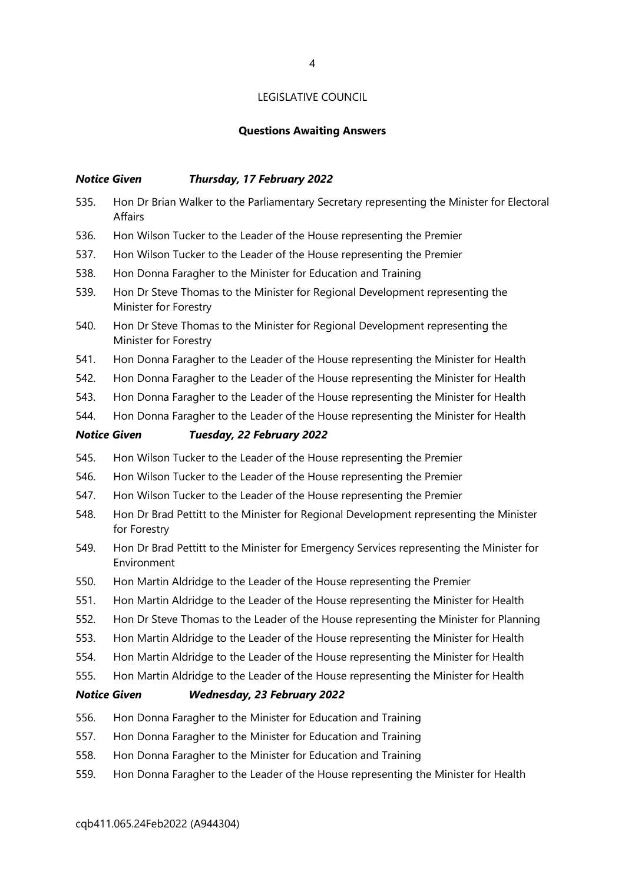LEGISLATIVE COUNCIL

## Questions Awaiting Answers

### *Notice Given Thursday, 17 February 2022*

535. Hon Dr Brian Walker to the Parliamentary Secretary representing the Minister for Electoral Affairs
536. Hon Wilson Tucker to the Leader of the House representing the Premier
537. Hon Wilson Tucker to the Leader of the House representing the Premier
538. Hon Donna Faragher to the Minister for Education and Training
539. Hon Dr Steve Thomas to the Minister for Regional Development representing the Minister for Forestry
540. Hon Dr Steve Thomas to the Minister for Regional Development representing the Minister for Forestry
541. Hon Donna Faragher to the Leader of the House representing the Minister for Health
542. Hon Donna Faragher to the Leader of the House representing the Minister for Health
543. Hon Donna Faragher to the Leader of the House representing the Minister for Health
544. Hon Donna Faragher to the Leader of the House representing the Minister for Health

### *Notice Given Tuesday, 22 February 2022*

545. Hon Wilson Tucker to the Leader of the House representing the Premier
546. Hon Wilson Tucker to the Leader of the House representing the Premier
547. Hon Wilson Tucker to the Leader of the House representing the Premier
548. Hon Dr Brad Pettitt to the Minister for Regional Development representing the Minister for Forestry
549. Hon Dr Brad Pettitt to the Minister for Emergency Services representing the Minister for Environment
550. Hon Martin Aldridge to the Leader of the House representing the Premier
551. Hon Martin Aldridge to the Leader of the House representing the Minister for Health
552. Hon Dr Steve Thomas to the Leader of the House representing the Minister for Planning
553. Hon Martin Aldridge to the Leader of the House representing the Minister for Health
554. Hon Martin Aldridge to the Leader of the House representing the Minister for Health
555. Hon Martin Aldridge to the Leader of the House representing the Minister for Health

### *Notice Given Wednesday, 23 February 2022*

556. Hon Donna Faragher to the Minister for Education and Training
557. Hon Donna Faragher to the Minister for Education and Training
558. Hon Donna Faragher to the Minister for Education and Training
559. Hon Donna Faragher to the Leader of the House representing the Minister for Health

cqb411.065.24Feb2022 (A944304)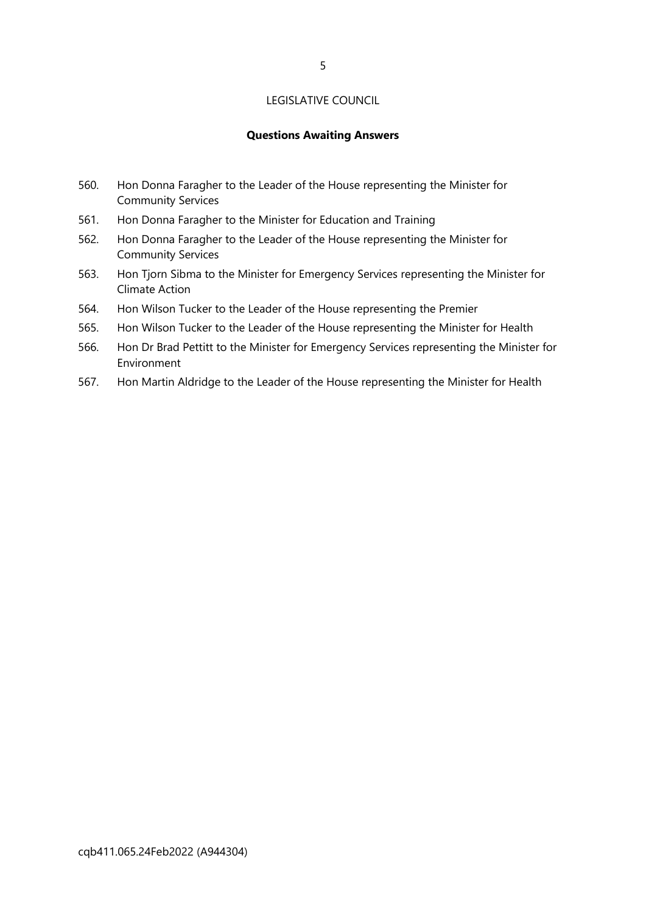LEGISLATIVE COUNCIL

**Questions Awaiting Answers**

560. Hon Donna Faragher to the Leader of the House representing the Minister for Community Services
561. Hon Donna Faragher to the Minister for Education and Training
562. Hon Donna Faragher to the Leader of the House representing the Minister for Community Services
563. Hon Tjorn Sibma to the Minister for Emergency Services representing the Minister for Climate Action
564. Hon Wilson Tucker to the Leader of the House representing the Premier
565. Hon Wilson Tucker to the Leader of the House representing the Minister for Health
566. Hon Dr Brad Pettitt to the Minister for Emergency Services representing the Minister for Environment
567. Hon Martin Aldridge to the Leader of the House representing the Minister for Health

cqb411.065.24Feb2022 (A944304)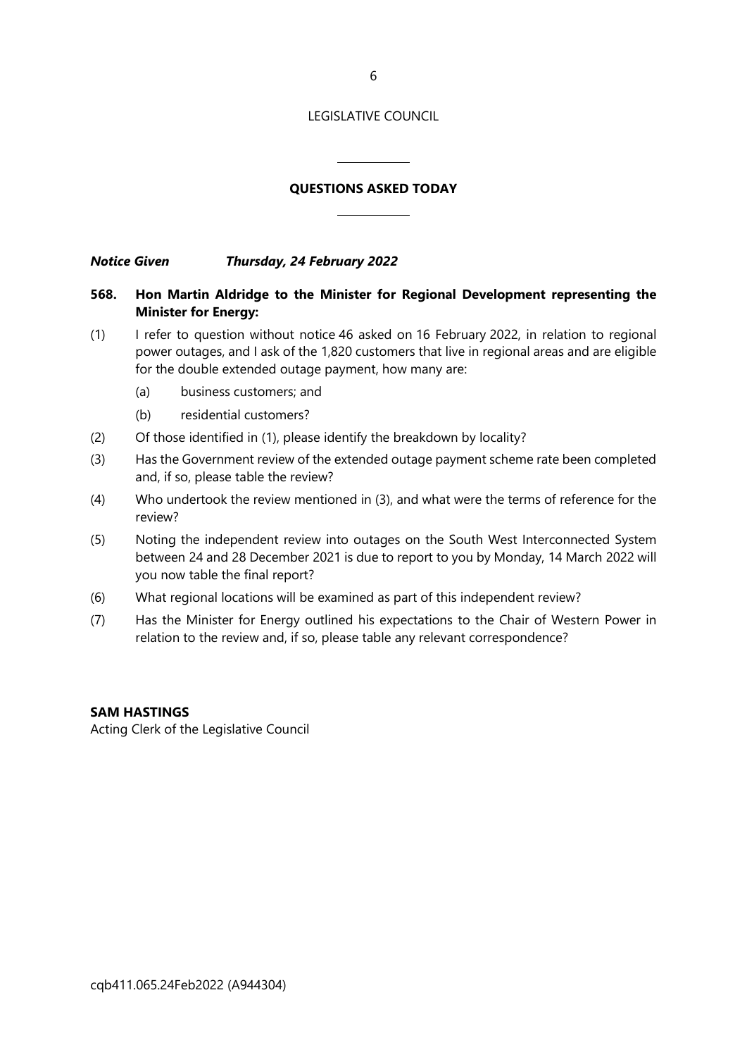LEGISLATIVE COUNCIL

## QUESTIONS ASKED TODAY

***Notice Given Thursday, 24 February 2022***

**568. Hon Martin Aldridge to the Minister for Regional Development representing the Minister for Energy:**

(1) I refer to question without notice 46 asked on 16 February 2022, in relation to regional power outages, and I ask of the 1,820 customers that live in regional areas and are eligible for the double extended outage payment, how many are:

(a) business customers; and

(b) residential customers?

(2) Of those identified in (1), please identify the breakdown by locality?

(3) Has the Government review of the extended outage payment scheme rate been completed and, if so, please table the review?

(4) Who undertook the review mentioned in (3), and what were the terms of reference for the review?

(5) Noting the independent review into outages on the South West Interconnected System between 24 and 28 December 2021 is due to report to you by Monday, 14 March 2022 will you now table the final report?

(6) What regional locations will be examined as part of this independent review?

(7) Has the Minister for Energy outlined his expectations to the Chair of Western Power in relation to the review and, if so, please table any relevant correspondence?

**SAM HASTINGS**
Acting Clerk of the Legislative Council

cqb411.065.24Feb2022 (A944304)